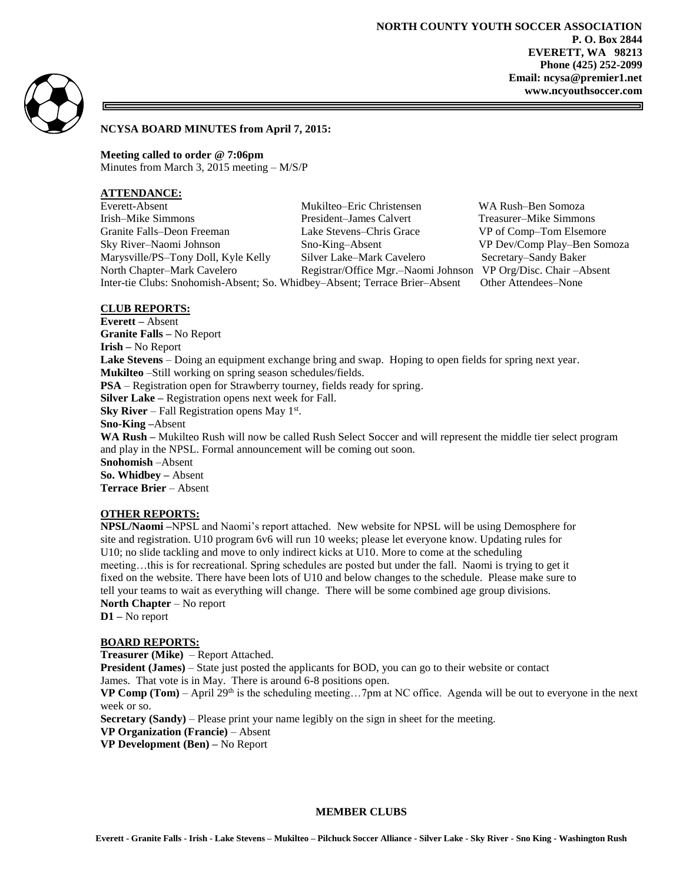**NORTH COUNTY YOUTH SOCCER ASSOCIATION**
**P. O. Box 2844**
**EVERETT, WA 98213**
**Phone (425) 252-2099**
**Email: ncysa@premier1.net**
**www.ncyouthsoccer.com**

**NCYSA BOARD MINUTES from April 7, 2015:**

**Meeting called to order @ 7:06pm**
Minutes from March 3, 2015 meeting – M/S/P

## ATTENDANCE:

| | | |
|---|---|---|
| Everett-Absent | Mukilteo–Eric Christensen | WA Rush–Ben Somoza |
| Irish–Mike Simmons | President–James Calvert | Treasurer–Mike Simmons |
| Granite Falls–Deon Freeman | Lake Stevens–Chris Grace | VP of Comp–Tom Elsemore |
| Sky River–Naomi Johnson | Sno-King–Absent | VP Dev/Comp Play–Ben Somoza |
| Marysville/PS–Tony Doll, Kyle Kelly | Silver Lake–Mark Cavelero | Secretary–Sandy Baker |
| North Chapter–Mark Cavelero | Registrar/Office Mgr.–Naomi Johnson | VP Org/Disc. Chair –Absent |

Inter-tie Clubs: Snohomish-Absent; So. Whidbey–Absent; Terrace Brier–Absent    Other Attendees–None

## CLUB REPORTS:

**Everett –** Absent
**Granite Falls –** No Report
**Irish –** No Report
**Lake Stevens** – Doing an equipment exchange bring and swap. Hoping to open fields for spring next year.
**Mukilteo** –Still working on spring season schedules/fields.
**PSA** – Registration open for Strawberry tourney, fields ready for spring.
**Silver Lake –** Registration opens next week for Fall.
**Sky River** – Fall Registration opens May 1st.
**Sno-King –**Absent
**WA Rush –** Mukilteo Rush will now be called Rush Select Soccer and will represent the middle tier select program and play in the NPSL. Formal announcement will be coming out soon.
**Snohomish** –Absent
**So. Whidbey –** Absent
**Terrace Brier** – Absent

## OTHER REPORTS:

**NPSL/Naomi –**NPSL and Naomi's report attached. New website for NPSL will be using Demosphere for site and registration. U10 program 6v6 will run 10 weeks; please let everyone know. Updating rules for U10; no slide tackling and move to only indirect kicks at U10. More to come at the scheduling meeting…this is for recreational. Spring schedules are posted but under the fall. Naomi is trying to get it fixed on the website. There have been lots of U10 and below changes to the schedule. Please make sure to tell your teams to wait as everything will change. There will be some combined age group divisions.
**North Chapter** – No report
**D1 –** No report

## BOARD REPORTS:

**Treasurer (Mike)** – Report Attached.
**President (James)** – State just posted the applicants for BOD, you can go to their website or contact James. That vote is in May. There is around 6-8 positions open.
**VP Comp (Tom)** – April 29th is the scheduling meeting…7pm at NC office. Agenda will be out to everyone in the next week or so.
**Secretary (Sandy)** – Please print your name legibly on the sign in sheet for the meeting.
**VP Organization (Francie)** – Absent
**VP Development (Ben) –** No Report

**MEMBER CLUBS**

**Everett - Granite Falls - Irish - Lake Stevens – Mukilteo – Pilchuck Soccer Alliance - Silver Lake - Sky River - Sno King - Washington Rush**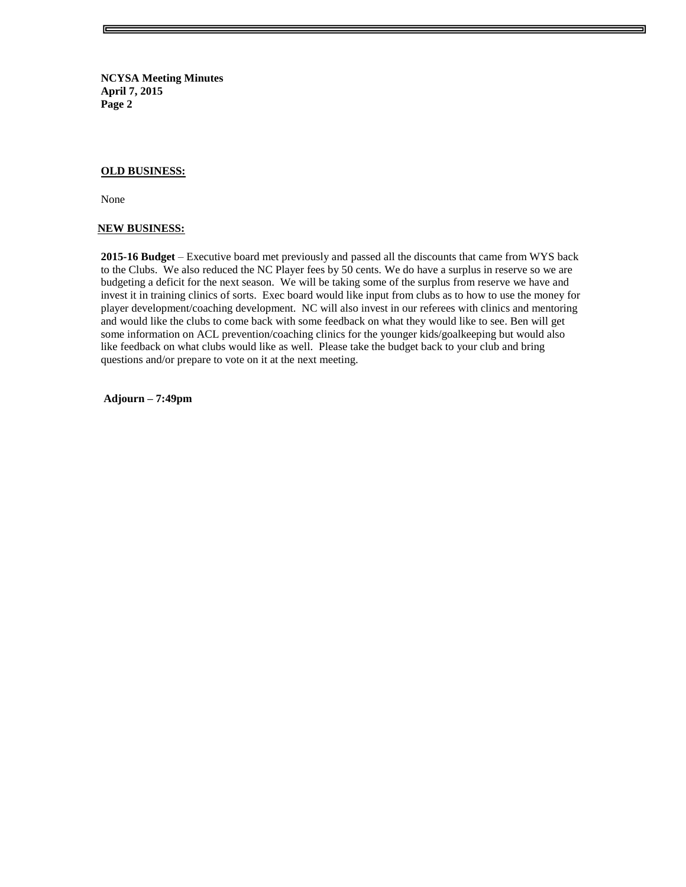## OLD BUSINESS:

None

## NEW BUSINESS:

**2015-16 Budget** – Executive board met previously and passed all the discounts that came from WYS back to the Clubs. We also reduced the NC Player fees by 50 cents. We do have a surplus in reserve so we are budgeting a deficit for the next season. We will be taking some of the surplus from reserve we have and invest it in training clinics of sorts. Exec board would like input from clubs as to how to use the money for player development/coaching development. NC will also invest in our referees with clinics and mentoring and would like the clubs to come back with some feedback on what they would like to see. Ben will get some information on ACL prevention/coaching clinics for the younger kids/goalkeeping but would also like feedback on what clubs would like as well. Please take the budget back to your club and bring questions and/or prepare to vote on it at the next meeting.

**Adjourn – 7:49pm**